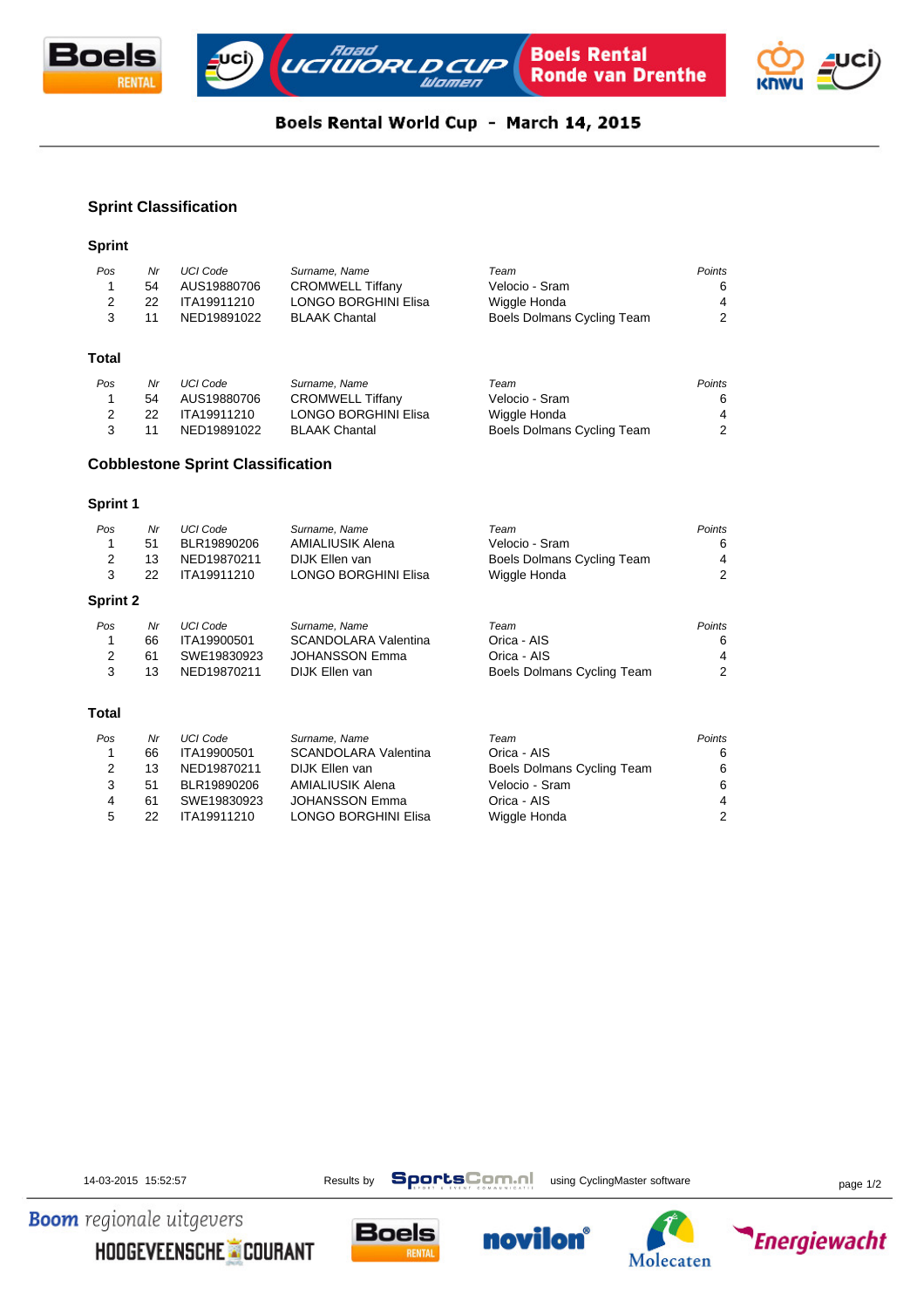# Boels Rental World Cup - March 14, 2015

## Sprint Classification

### Sprint

| Pos | Nr | UCI Code | Surname, Name | Team | Points |
|---|---|---|---|---|---|
| 1 | 54 | AUS19880706 | CROMWELL Tiffany | Velocio - Sram | 6 |
| 2 | 22 | ITA19911210 | LONGO BORGHINI Elisa | Wiggle Honda | 4 |
| 3 | 11 | NED19891022 | BLAAK Chantal | Boels Dolmans Cycling Team | 2 |

### Total

| Pos | Nr | UCI Code | Surname, Name | Team | Points |
|---|---|---|---|---|---|
| 1 | 54 | AUS19880706 | CROMWELL Tiffany | Velocio - Sram | 6 |
| 2 | 22 | ITA19911210 | LONGO BORGHINI Elisa | Wiggle Honda | 4 |
| 3 | 11 | NED19891022 | BLAAK Chantal | Boels Dolmans Cycling Team | 2 |

## Cobblestone Sprint Classification

### Sprint 1

| Pos | Nr | UCI Code | Surname, Name | Team | Points |
|---|---|---|---|---|---|
| 1 | 51 | BLR19890206 | AMIALIUSIK Alena | Velocio - Sram | 6 |
| 2 | 13 | NED19870211 | DIJK Ellen van | Boels Dolmans Cycling Team | 4 |
| 3 | 22 | ITA19911210 | LONGO BORGHINI Elisa | Wiggle Honda | 2 |

### Sprint 2

| Pos | Nr | UCI Code | Surname, Name | Team | Points |
|---|---|---|---|---|---|
| 1 | 66 | ITA19900501 | SCANDOLARA Valentina | Orica - AIS | 6 |
| 2 | 61 | SWE19830923 | JOHANSSON Emma | Orica - AIS | 4 |
| 3 | 13 | NED19870211 | DIJK Ellen van | Boels Dolmans Cycling Team | 2 |

### Total

| Pos | Nr | UCI Code | Surname, Name | Team | Points |
|---|---|---|---|---|---|
| 1 | 66 | ITA19900501 | SCANDOLARA Valentina | Orica - AIS | 6 |
| 2 | 13 | NED19870211 | DIJK Ellen van | Boels Dolmans Cycling Team | 6 |
| 3 | 51 | BLR19890206 | AMIALIUSIK Alena | Velocio - Sram | 6 |
| 4 | 61 | SWE19830923 | JOHANSSON Emma | Orica - AIS | 4 |
| 5 | 22 | ITA19911210 | LONGO BORGHINI Elisa | Wiggle Honda | 2 |

14-03-2015 15:52:57 Results by SportsCom.nl using CyclingMaster software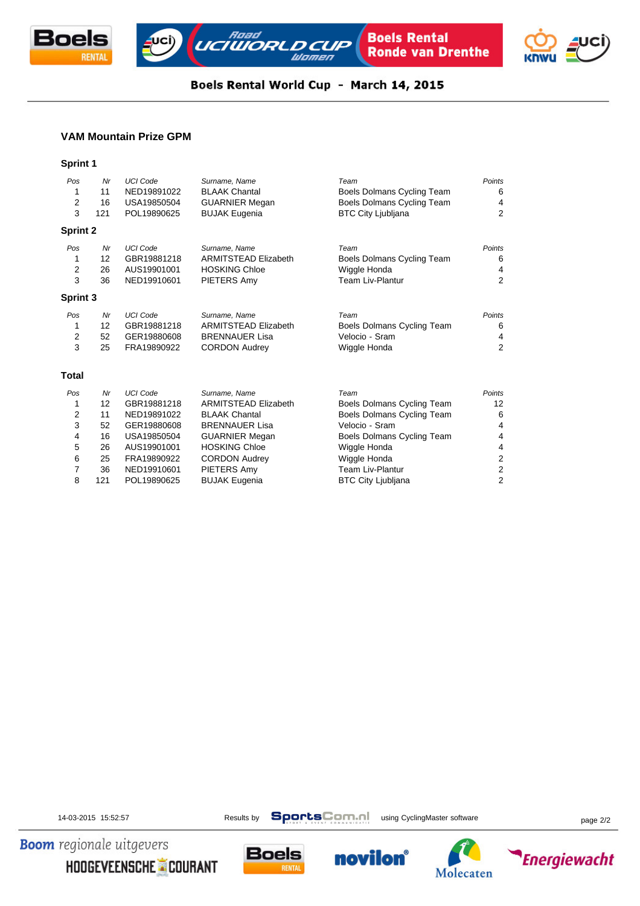Boels Rental World Cup - March 14, 2015

## VAM Mountain Prize GPM

### Sprint 1

| Pos | Nr | UCI Code | Surname, Name | Team | Points |
|---|---|---|---|---|---|
| 1 | 11 | NED19891022 | BLAAK Chantal | Boels Dolmans Cycling Team | 6 |
| 2 | 16 | USA19850504 | GUARNIER Megan | Boels Dolmans Cycling Team | 4 |
| 3 | 121 | POL19890625 | BUJAK Eugenia | BTC City Ljubljana | 2 |

### Sprint 2

| Pos | Nr | UCI Code | Surname, Name | Team | Points |
|---|---|---|---|---|---|
| 1 | 12 | GBR19881218 | ARMITSTEAD Elizabeth | Boels Dolmans Cycling Team | 6 |
| 2 | 26 | AUS19901001 | HOSKING Chloe | Wiggle Honda | 4 |
| 3 | 36 | NED19910601 | PIETERS Amy | Team Liv-Plantur | 2 |

### Sprint 3

| Pos | Nr | UCI Code | Surname, Name | Team | Points |
|---|---|---|---|---|---|
| 1 | 12 | GBR19881218 | ARMITSTEAD Elizabeth | Boels Dolmans Cycling Team | 6 |
| 2 | 52 | GER19880608 | BRENNAUER Lisa | Velocio - Sram | 4 |
| 3 | 25 | FRA19890922 | CORDON Audrey | Wiggle Honda | 2 |

### Total

| Pos | Nr | UCI Code | Surname, Name | Team | Points |
|---|---|---|---|---|---|
| 1 | 12 | GBR19881218 | ARMITSTEAD Elizabeth | Boels Dolmans Cycling Team | 12 |
| 2 | 11 | NED19891022 | BLAAK Chantal | Boels Dolmans Cycling Team | 6 |
| 3 | 52 | GER19880608 | BRENNAUER Lisa | Velocio - Sram | 4 |
| 4 | 16 | USA19850504 | GUARNIER Megan | Boels Dolmans Cycling Team | 4 |
| 5 | 26 | AUS19901001 | HOSKING Chloe | Wiggle Honda | 4 |
| 6 | 25 | FRA19890922 | CORDON Audrey | Wiggle Honda | 2 |
| 7 | 36 | NED19910601 | PIETERS Amy | Team Liv-Plantur | 2 |
| 8 | 121 | POL19890625 | BUJAK Eugenia | BTC City Ljubljana | 2 |

14-03-2015 15:52:57 Results by SportsCom.nl using CyclingMaster software